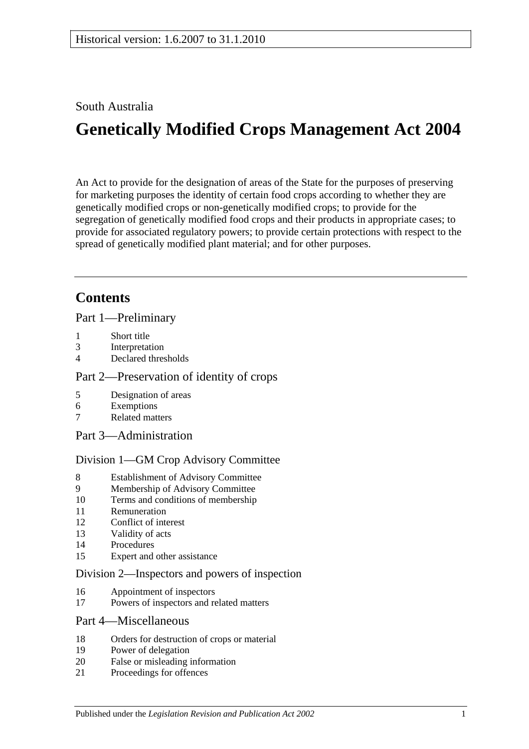Historical version: 1.6.2007 to 31.1.2010

South Australia

# Genetically Modified Crops Management Act 2004

An Act to provide for the designation of areas of the State for the purposes of preserving for marketing purposes the identity of certain food crops according to whether they are genetically modified crops or non-genetically modified crops; to provide for the segregation of genetically modified food crops and their products in appropriate cases; to provide for associated regulatory powers; to provide certain protections with respect to the spread of genetically modified plant material; and for other purposes.

## Contents

### Part 1—Preliminary

1 Short title
3 Interpretation
4 Declared thresholds

### Part 2—Preservation of identity of crops

5 Designation of areas
6 Exemptions
7 Related matters

### Part 3—Administration

#### Division 1—GM Crop Advisory Committee

8 Establishment of Advisory Committee
9 Membership of Advisory Committee
10 Terms and conditions of membership
11 Remuneration
12 Conflict of interest
13 Validity of acts
14 Procedures
15 Expert and other assistance

#### Division 2—Inspectors and powers of inspection

16 Appointment of inspectors
17 Powers of inspectors and related matters

### Part 4—Miscellaneous

18 Orders for destruction of crops or material
19 Power of delegation
20 False or misleading information
21 Proceedings for offences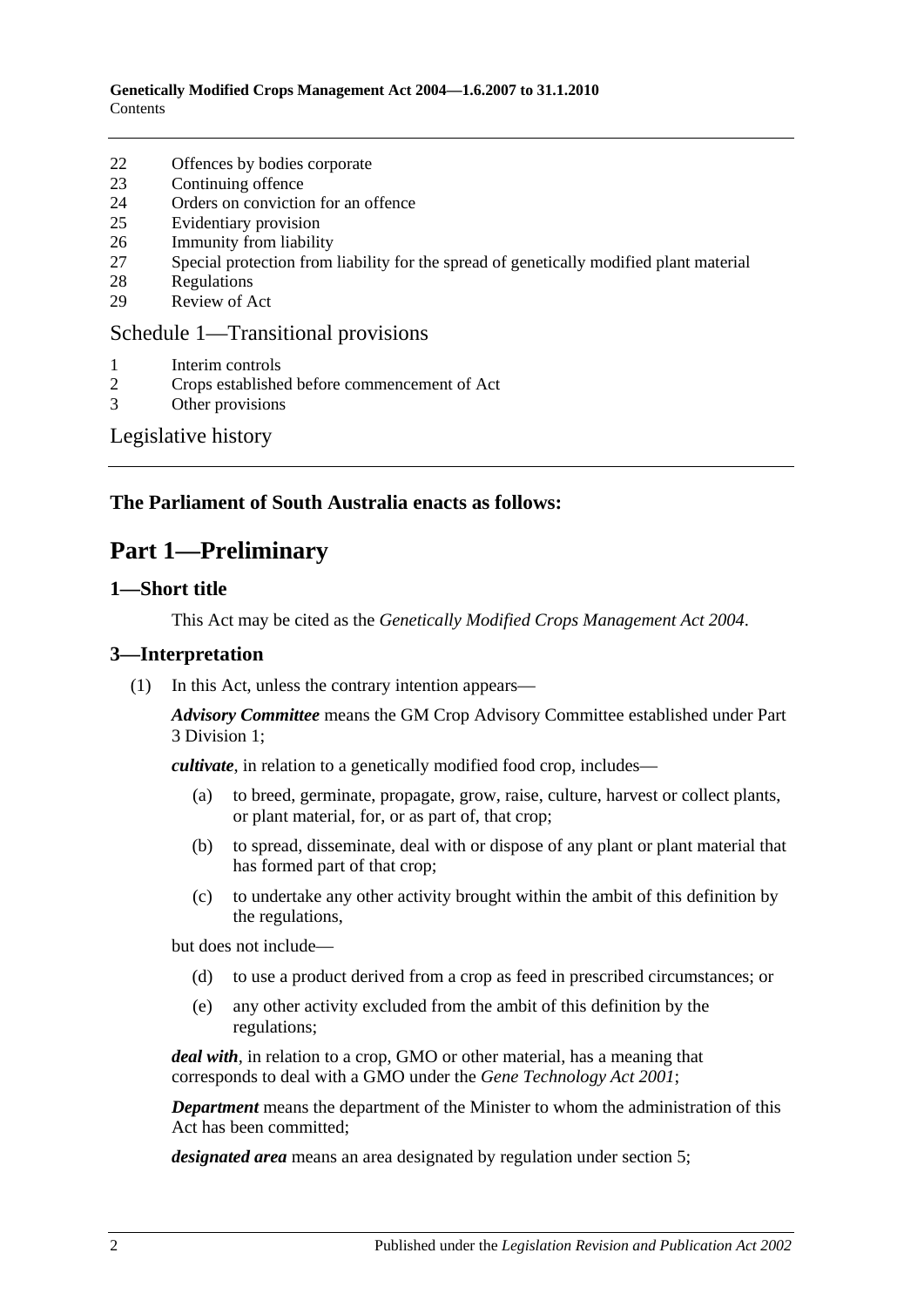22 Offences by bodies corporate
23 Continuing offence
24 Orders on conviction for an offence
25 Evidentiary provision
26 Immunity from liability
27 Special protection from liability for the spread of genetically modified plant material
28 Regulations
29 Review of Act

Schedule 1—Transitional provisions

1 Interim controls
2 Crops established before commencement of Act
3 Other provisions

Legislative history

**The Parliament of South Australia enacts as follows:**

# Part 1—Preliminary

## 1—Short title

This Act may be cited as the *Genetically Modified Crops Management Act 2004*.

## 3—Interpretation

(1) In this Act, unless the contrary intention appears—

***Advisory Committee*** means the GM Crop Advisory Committee established under Part 3 Division 1;

***cultivate***, in relation to a genetically modified food crop, includes—

(a) to breed, germinate, propagate, grow, raise, culture, harvest or collect plants, or plant material, for, or as part of, that crop;

(b) to spread, disseminate, deal with or dispose of any plant or plant material that has formed part of that crop;

(c) to undertake any other activity brought within the ambit of this definition by the regulations,

but does not include—

(d) to use a product derived from a crop as feed in prescribed circumstances; or

(e) any other activity excluded from the ambit of this definition by the regulations;

***deal with***, in relation to a crop, GMO or other material, has a meaning that corresponds to deal with a GMO under the *Gene Technology Act 2001*;

***Department*** means the department of the Minister to whom the administration of this Act has been committed;

***designated area*** means an area designated by regulation under section 5;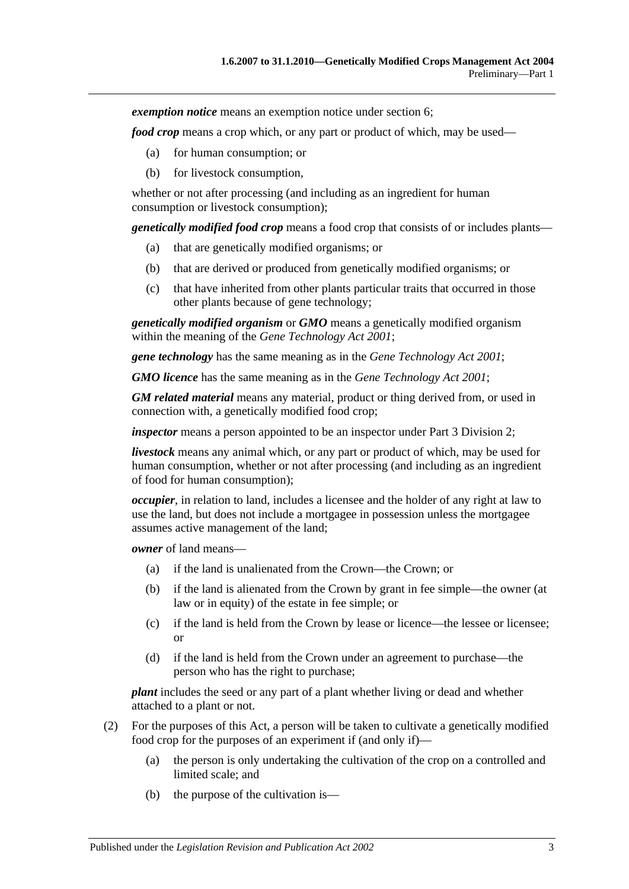***exemption notice*** means an exemption notice under section 6;

***food crop*** means a crop which, or any part or product of which, may be used—

(a) for human consumption; or

(b) for livestock consumption,

whether or not after processing (and including as an ingredient for human consumption or livestock consumption);

***genetically modified food crop*** means a food crop that consists of or includes plants—

(a) that are genetically modified organisms; or

(b) that are derived or produced from genetically modified organisms; or

(c) that have inherited from other plants particular traits that occurred in those other plants because of gene technology;

***genetically modified organism*** or ***GMO*** means a genetically modified organism within the meaning of the *Gene Technology Act 2001*;

***gene technology*** has the same meaning as in the *Gene Technology Act 2001*;

***GMO licence*** has the same meaning as in the *Gene Technology Act 2001*;

***GM related material*** means any material, product or thing derived from, or used in connection with, a genetically modified food crop;

***inspector*** means a person appointed to be an inspector under Part 3 Division 2;

***livestock*** means any animal which, or any part or product of which, may be used for human consumption, whether or not after processing (and including as an ingredient of food for human consumption);

***occupier***, in relation to land, includes a licensee and the holder of any right at law to use the land, but does not include a mortgagee in possession unless the mortgagee assumes active management of the land;

***owner*** of land means—

(a) if the land is unalienated from the Crown—the Crown; or

(b) if the land is alienated from the Crown by grant in fee simple—the owner (at law or in equity) of the estate in fee simple; or

(c) if the land is held from the Crown by lease or licence—the lessee or licensee; or

(d) if the land is held from the Crown under an agreement to purchase—the person who has the right to purchase;

***plant*** includes the seed or any part of a plant whether living or dead and whether attached to a plant or not.

(2) For the purposes of this Act, a person will be taken to cultivate a genetically modified food crop for the purposes of an experiment if (and only if)—

(a) the person is only undertaking the cultivation of the crop on a controlled and limited scale; and

(b) the purpose of the cultivation is—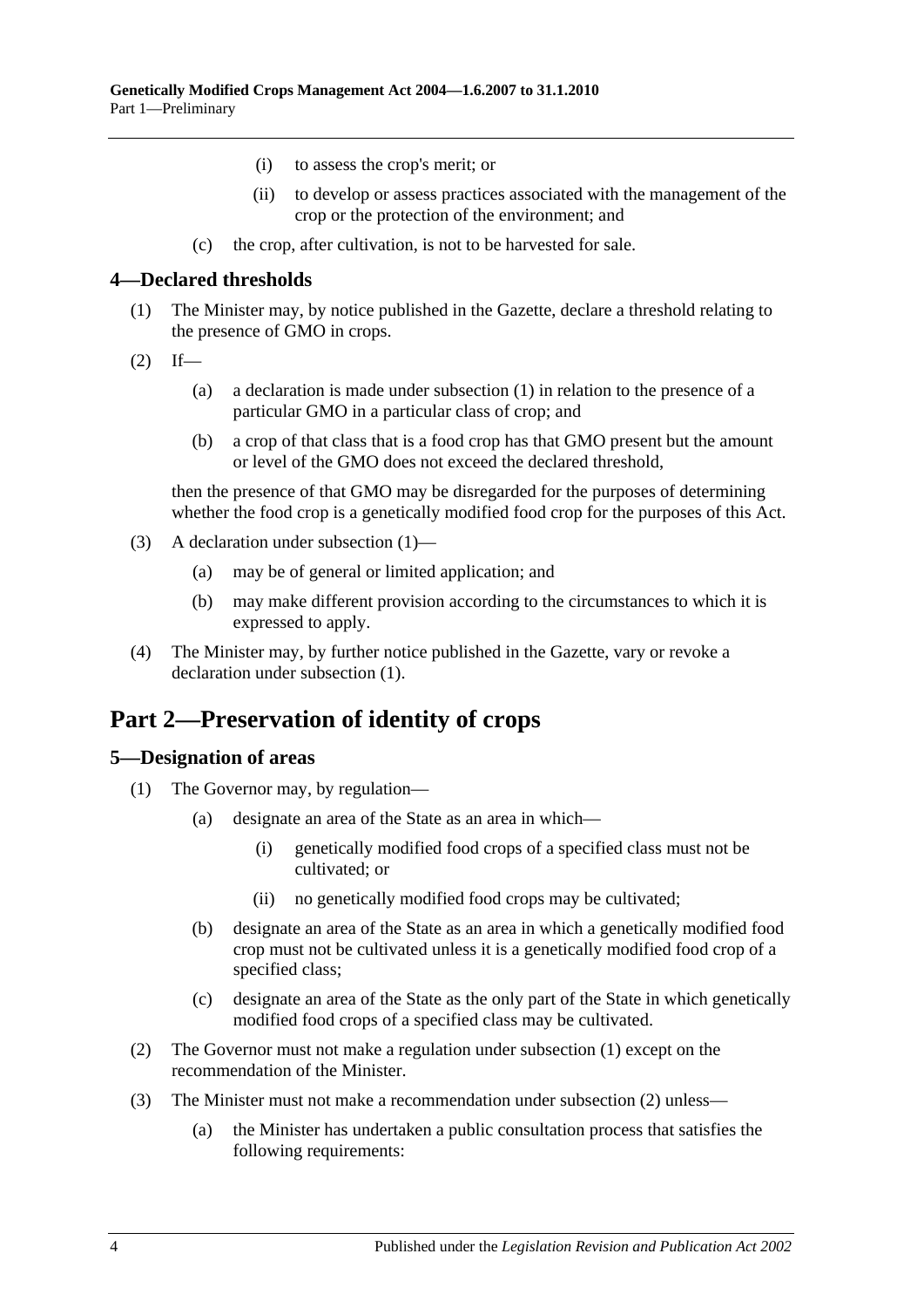(i) to assess the crop's merit; or

(ii) to develop or assess practices associated with the management of the crop or the protection of the environment; and

(c) the crop, after cultivation, is not to be harvested for sale.

### 4—Declared thresholds

(1) The Minister may, by notice published in the Gazette, declare a threshold relating to the presence of GMO in crops.

(2) If—

(a) a declaration is made under subsection (1) in relation to the presence of a particular GMO in a particular class of crop; and

(b) a crop of that class that is a food crop has that GMO present but the amount or level of the GMO does not exceed the declared threshold,

then the presence of that GMO may be disregarded for the purposes of determining whether the food crop is a genetically modified food crop for the purposes of this Act.

(3) A declaration under subsection (1)—

(a) may be of general or limited application; and

(b) may make different provision according to the circumstances to which it is expressed to apply.

(4) The Minister may, by further notice published in the Gazette, vary or revoke a declaration under subsection (1).

## Part 2—Preservation of identity of crops

### 5—Designation of areas

(1) The Governor may, by regulation—

(a) designate an area of the State as an area in which—

(i) genetically modified food crops of a specified class must not be cultivated; or

(ii) no genetically modified food crops may be cultivated;

(b) designate an area of the State as an area in which a genetically modified food crop must not be cultivated unless it is a genetically modified food crop of a specified class;

(c) designate an area of the State as the only part of the State in which genetically modified food crops of a specified class may be cultivated.

(2) The Governor must not make a regulation under subsection (1) except on the recommendation of the Minister.

(3) The Minister must not make a recommendation under subsection (2) unless—

(a) the Minister has undertaken a public consultation process that satisfies the following requirements: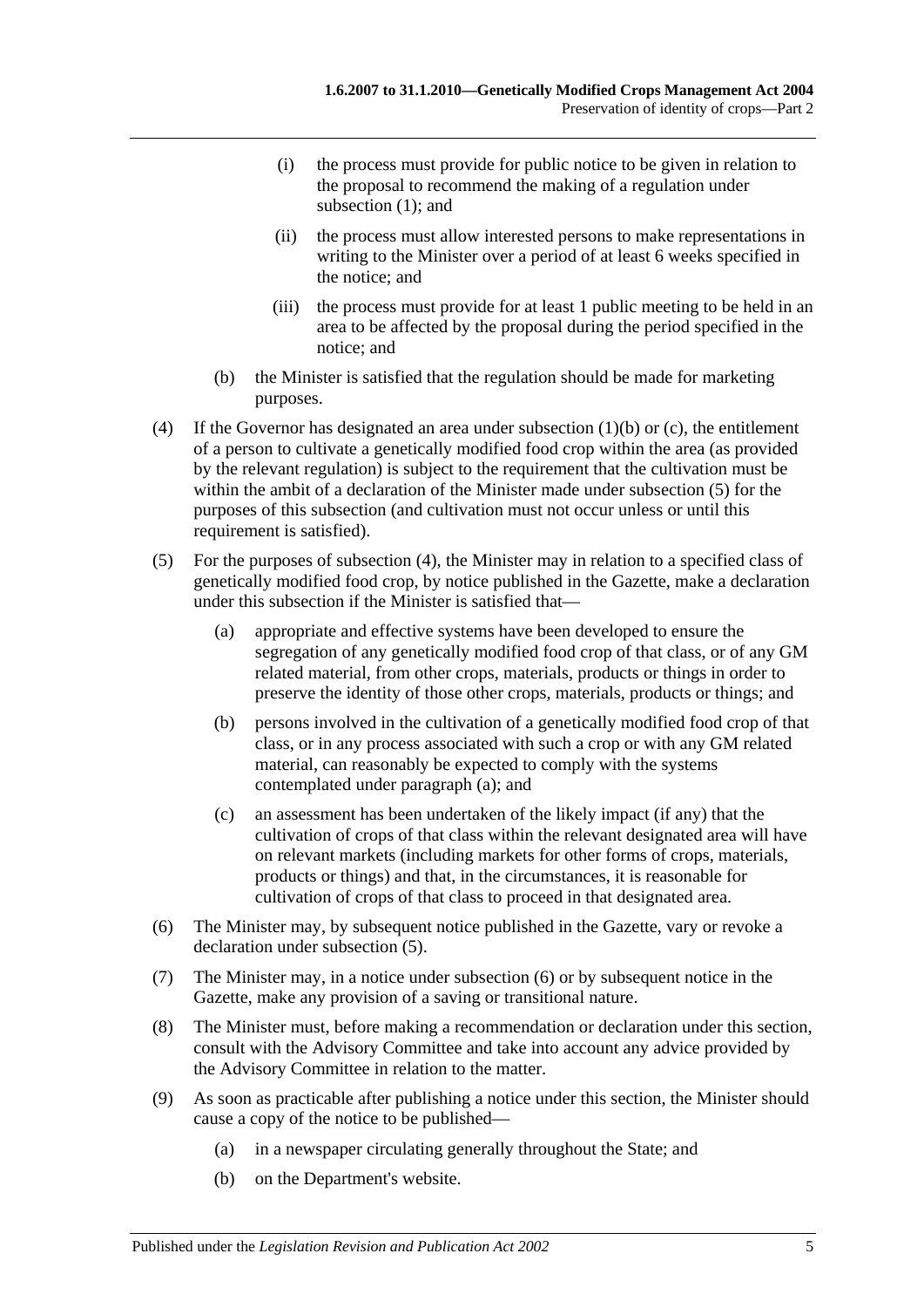(i) the process must provide for public notice to be given in relation to the proposal to recommend the making of a regulation under subsection (1); and

(ii) the process must allow interested persons to make representations in writing to the Minister over a period of at least 6 weeks specified in the notice; and

(iii) the process must provide for at least 1 public meeting to be held in an area to be affected by the proposal during the period specified in the notice; and

(b) the Minister is satisfied that the regulation should be made for marketing purposes.

(4) If the Governor has designated an area under subsection (1)(b) or (c), the entitlement of a person to cultivate a genetically modified food crop within the area (as provided by the relevant regulation) is subject to the requirement that the cultivation must be within the ambit of a declaration of the Minister made under subsection (5) for the purposes of this subsection (and cultivation must not occur unless or until this requirement is satisfied).

(5) For the purposes of subsection (4), the Minister may in relation to a specified class of genetically modified food crop, by notice published in the Gazette, make a declaration under this subsection if the Minister is satisfied that—

(a) appropriate and effective systems have been developed to ensure the segregation of any genetically modified food crop of that class, or of any GM related material, from other crops, materials, products or things in order to preserve the identity of those other crops, materials, products or things; and

(b) persons involved in the cultivation of a genetically modified food crop of that class, or in any process associated with such a crop or with any GM related material, can reasonably be expected to comply with the systems contemplated under paragraph (a); and

(c) an assessment has been undertaken of the likely impact (if any) that the cultivation of crops of that class within the relevant designated area will have on relevant markets (including markets for other forms of crops, materials, products or things) and that, in the circumstances, it is reasonable for cultivation of crops of that class to proceed in that designated area.

(6) The Minister may, by subsequent notice published in the Gazette, vary or revoke a declaration under subsection (5).

(7) The Minister may, in a notice under subsection (6) or by subsequent notice in the Gazette, make any provision of a saving or transitional nature.

(8) The Minister must, before making a recommendation or declaration under this section, consult with the Advisory Committee and take into account any advice provided by the Advisory Committee in relation to the matter.

(9) As soon as practicable after publishing a notice under this section, the Minister should cause a copy of the notice to be published—

(a) in a newspaper circulating generally throughout the State; and

(b) on the Department's website.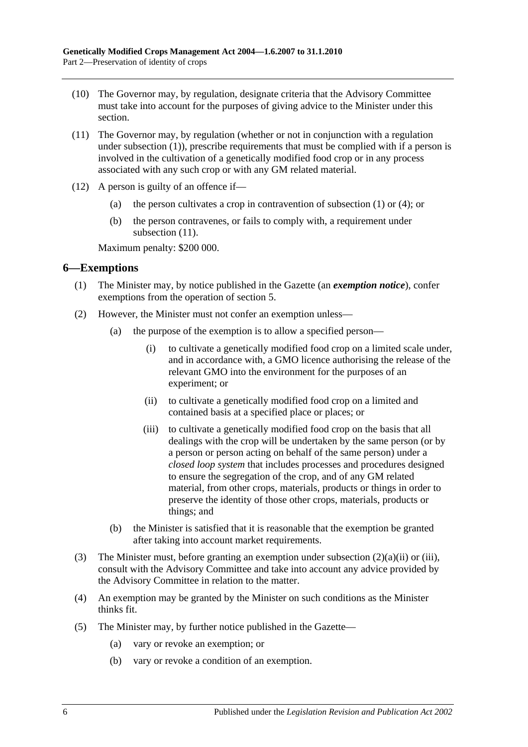(10) The Governor may, by regulation, designate criteria that the Advisory Committee must take into account for the purposes of giving advice to the Minister under this section.

(11) The Governor may, by regulation (whether or not in conjunction with a regulation under subsection (1)), prescribe requirements that must be complied with if a person is involved in the cultivation of a genetically modified food crop or in any process associated with any such crop or with any GM related material.

(12) A person is guilty of an offence if—

  (a) the person cultivates a crop in contravention of subsection (1) or (4); or

  (b) the person contravenes, or fails to comply with, a requirement under subsection (11).

Maximum penalty: $200 000.

## 6—Exemptions

(1) The Minister may, by notice published in the Gazette (an ***exemption notice***), confer exemptions from the operation of section 5.

(2) However, the Minister must not confer an exemption unless—

  (a) the purpose of the exemption is to allow a specified person—

    (i) to cultivate a genetically modified food crop on a limited scale under, and in accordance with, a GMO licence authorising the release of the relevant GMO into the environment for the purposes of an experiment; or

    (ii) to cultivate a genetically modified food crop on a limited and contained basis at a specified place or places; or

    (iii) to cultivate a genetically modified food crop on the basis that all dealings with the crop will be undertaken by the same person (or by a person or person acting on behalf of the same person) under a *closed loop system* that includes processes and procedures designed to ensure the segregation of the crop, and of any GM related material, from other crops, materials, products or things in order to preserve the identity of those other crops, materials, products or things; and

  (b) the Minister is satisfied that it is reasonable that the exemption be granted after taking into account market requirements.

(3) The Minister must, before granting an exemption under subsection (2)(a)(ii) or (iii), consult with the Advisory Committee and take into account any advice provided by the Advisory Committee in relation to the matter.

(4) An exemption may be granted by the Minister on such conditions as the Minister thinks fit.

(5) The Minister may, by further notice published in the Gazette—

  (a) vary or revoke an exemption; or

  (b) vary or revoke a condition of an exemption.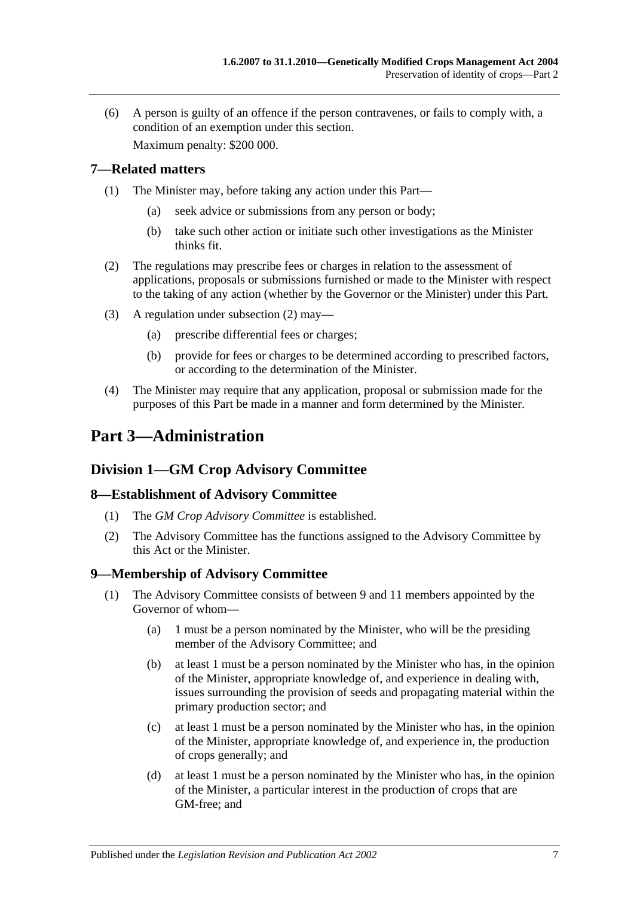(6) A person is guilty of an offence if the person contravenes, or fails to comply with, a condition of an exemption under this section.

Maximum penalty: $200 000.

### 7—Related matters

(1) The Minister may, before taking any action under this Part—

(a) seek advice or submissions from any person or body;

(b) take such other action or initiate such other investigations as the Minister thinks fit.

(2) The regulations may prescribe fees or charges in relation to the assessment of applications, proposals or submissions furnished or made to the Minister with respect to the taking of any action (whether by the Governor or the Minister) under this Part.

(3) A regulation under subsection (2) may—

(a) prescribe differential fees or charges;

(b) provide for fees or charges to be determined according to prescribed factors, or according to the determination of the Minister.

(4) The Minister may require that any application, proposal or submission made for the purposes of this Part be made in a manner and form determined by the Minister.

# Part 3—Administration

## Division 1—GM Crop Advisory Committee

### 8—Establishment of Advisory Committee

(1) The *GM Crop Advisory Committee* is established.

(2) The Advisory Committee has the functions assigned to the Advisory Committee by this Act or the Minister.

### 9—Membership of Advisory Committee

(1) The Advisory Committee consists of between 9 and 11 members appointed by the Governor of whom—

(a) 1 must be a person nominated by the Minister, who will be the presiding member of the Advisory Committee; and

(b) at least 1 must be a person nominated by the Minister who has, in the opinion of the Minister, appropriate knowledge of, and experience in dealing with, issues surrounding the provision of seeds and propagating material within the primary production sector; and

(c) at least 1 must be a person nominated by the Minister who has, in the opinion of the Minister, appropriate knowledge of, and experience in, the production of crops generally; and

(d) at least 1 must be a person nominated by the Minister who has, in the opinion of the Minister, a particular interest in the production of crops that are GM-free; and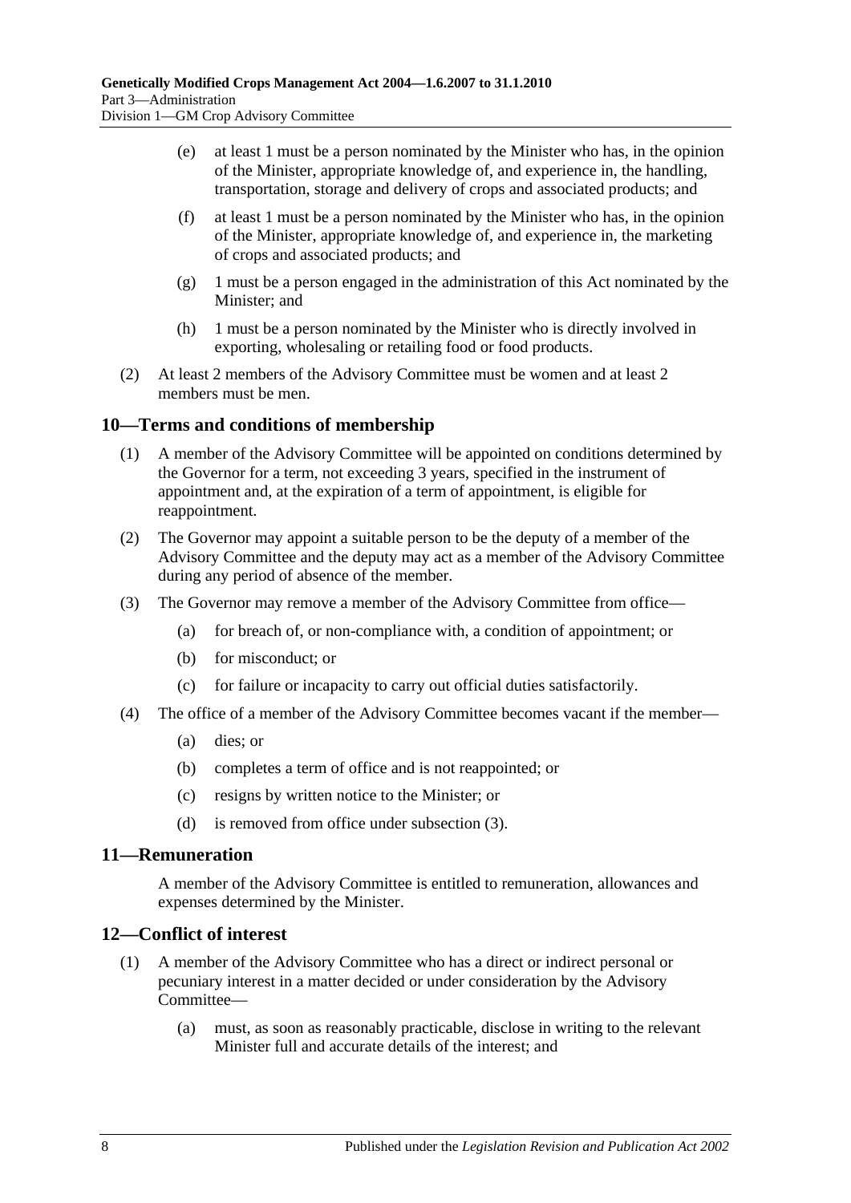(e) at least 1 must be a person nominated by the Minister who has, in the opinion of the Minister, appropriate knowledge of, and experience in, the handling, transportation, storage and delivery of crops and associated products; and

(f) at least 1 must be a person nominated by the Minister who has, in the opinion of the Minister, appropriate knowledge of, and experience in, the marketing of crops and associated products; and

(g) 1 must be a person engaged in the administration of this Act nominated by the Minister; and

(h) 1 must be a person nominated by the Minister who is directly involved in exporting, wholesaling or retailing food or food products.

(2) At least 2 members of the Advisory Committee must be women and at least 2 members must be men.

## 10—Terms and conditions of membership

(1) A member of the Advisory Committee will be appointed on conditions determined by the Governor for a term, not exceeding 3 years, specified in the instrument of appointment and, at the expiration of a term of appointment, is eligible for reappointment.

(2) The Governor may appoint a suitable person to be the deputy of a member of the Advisory Committee and the deputy may act as a member of the Advisory Committee during any period of absence of the member.

(3) The Governor may remove a member of the Advisory Committee from office—

(a) for breach of, or non-compliance with, a condition of appointment; or

(b) for misconduct; or

(c) for failure or incapacity to carry out official duties satisfactorily.

(4) The office of a member of the Advisory Committee becomes vacant if the member—

(a) dies; or

(b) completes a term of office and is not reappointed; or

(c) resigns by written notice to the Minister; or

(d) is removed from office under subsection (3).

## 11—Remuneration

A member of the Advisory Committee is entitled to remuneration, allowances and expenses determined by the Minister.

## 12—Conflict of interest

(1) A member of the Advisory Committee who has a direct or indirect personal or pecuniary interest in a matter decided or under consideration by the Advisory Committee—

(a) must, as soon as reasonably practicable, disclose in writing to the relevant Minister full and accurate details of the interest; and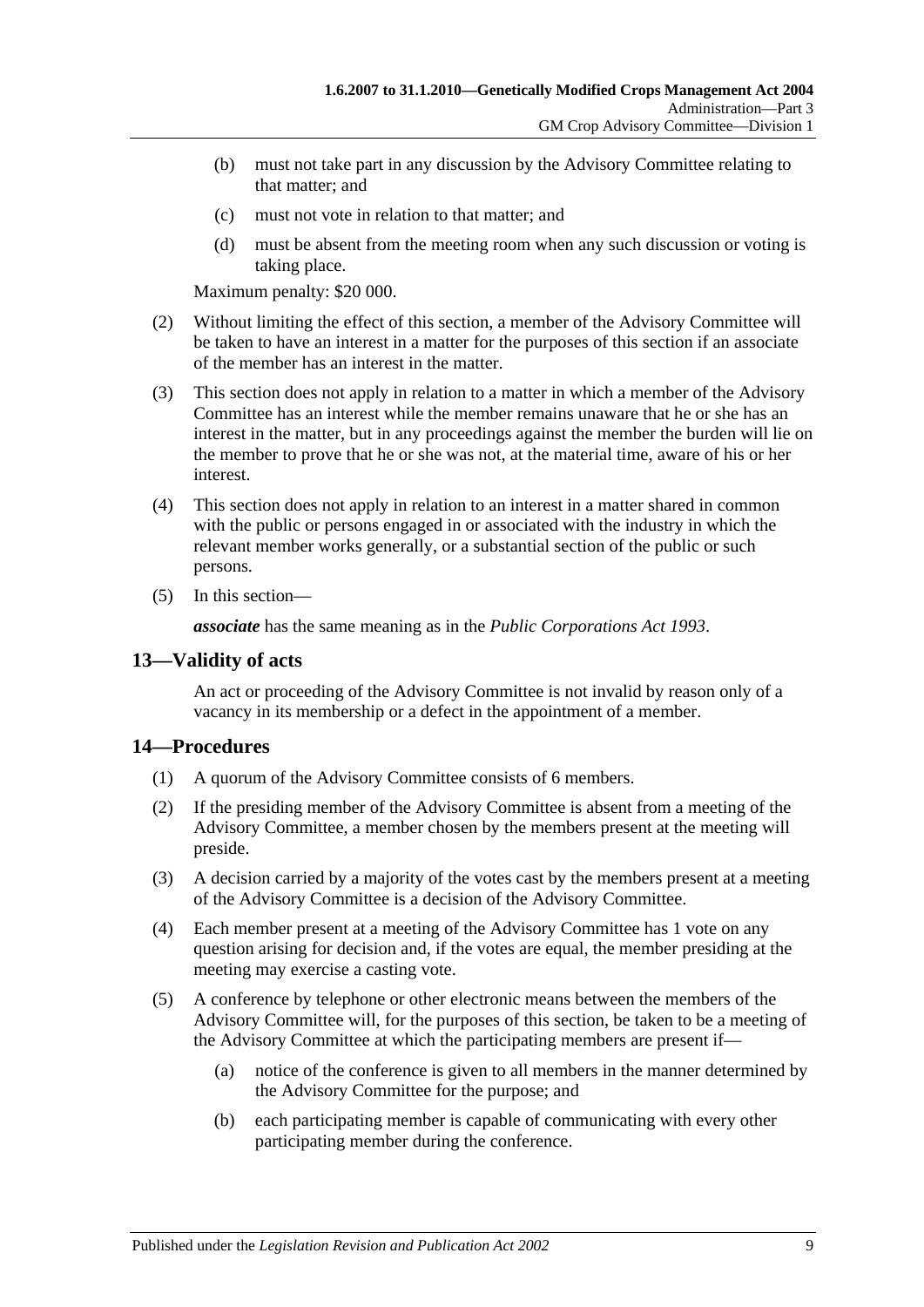(b) must not take part in any discussion by the Advisory Committee relating to that matter; and

(c) must not vote in relation to that matter; and

(d) must be absent from the meeting room when any such discussion or voting is taking place.

Maximum penalty: $20 000.

(2) Without limiting the effect of this section, a member of the Advisory Committee will be taken to have an interest in a matter for the purposes of this section if an associate of the member has an interest in the matter.

(3) This section does not apply in relation to a matter in which a member of the Advisory Committee has an interest while the member remains unaware that he or she has an interest in the matter, but in any proceedings against the member the burden will lie on the member to prove that he or she was not, at the material time, aware of his or her interest.

(4) This section does not apply in relation to an interest in a matter shared in common with the public or persons engaged in or associated with the industry in which the relevant member works generally, or a substantial section of the public or such persons.

(5) In this section—

***associate*** has the same meaning as in the *Public Corporations Act 1993*.

## 13—Validity of acts

An act or proceeding of the Advisory Committee is not invalid by reason only of a vacancy in its membership or a defect in the appointment of a member.

## 14—Procedures

(1) A quorum of the Advisory Committee consists of 6 members.

(2) If the presiding member of the Advisory Committee is absent from a meeting of the Advisory Committee, a member chosen by the members present at the meeting will preside.

(3) A decision carried by a majority of the votes cast by the members present at a meeting of the Advisory Committee is a decision of the Advisory Committee.

(4) Each member present at a meeting of the Advisory Committee has 1 vote on any question arising for decision and, if the votes are equal, the member presiding at the meeting may exercise a casting vote.

(5) A conference by telephone or other electronic means between the members of the Advisory Committee will, for the purposes of this section, be taken to be a meeting of the Advisory Committee at which the participating members are present if—

(a) notice of the conference is given to all members in the manner determined by the Advisory Committee for the purpose; and

(b) each participating member is capable of communicating with every other participating member during the conference.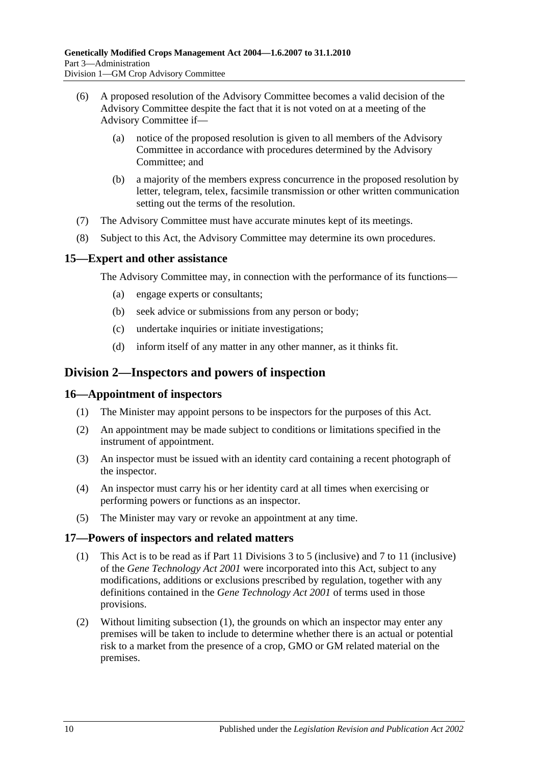(6) A proposed resolution of the Advisory Committee becomes a valid decision of the Advisory Committee despite the fact that it is not voted on at a meeting of the Advisory Committee if—

(a) notice of the proposed resolution is given to all members of the Advisory Committee in accordance with procedures determined by the Advisory Committee; and

(b) a majority of the members express concurrence in the proposed resolution by letter, telegram, telex, facsimile transmission or other written communication setting out the terms of the resolution.

(7) The Advisory Committee must have accurate minutes kept of its meetings.

(8) Subject to this Act, the Advisory Committee may determine its own procedures.

### 15—Expert and other assistance

The Advisory Committee may, in connection with the performance of its functions—

(a) engage experts or consultants;

(b) seek advice or submissions from any person or body;

(c) undertake inquiries or initiate investigations;

(d) inform itself of any matter in any other manner, as it thinks fit.

## Division 2—Inspectors and powers of inspection

### 16—Appointment of inspectors

(1) The Minister may appoint persons to be inspectors for the purposes of this Act.

(2) An appointment may be made subject to conditions or limitations specified in the instrument of appointment.

(3) An inspector must be issued with an identity card containing a recent photograph of the inspector.

(4) An inspector must carry his or her identity card at all times when exercising or performing powers or functions as an inspector.

(5) The Minister may vary or revoke an appointment at any time.

### 17—Powers of inspectors and related matters

(1) This Act is to be read as if Part 11 Divisions 3 to 5 (inclusive) and 7 to 11 (inclusive) of the *Gene Technology Act 2001* were incorporated into this Act, subject to any modifications, additions or exclusions prescribed by regulation, together with any definitions contained in the *Gene Technology Act 2001* of terms used in those provisions.

(2) Without limiting subsection (1), the grounds on which an inspector may enter any premises will be taken to include to determine whether there is an actual or potential risk to a market from the presence of a crop, GMO or GM related material on the premises.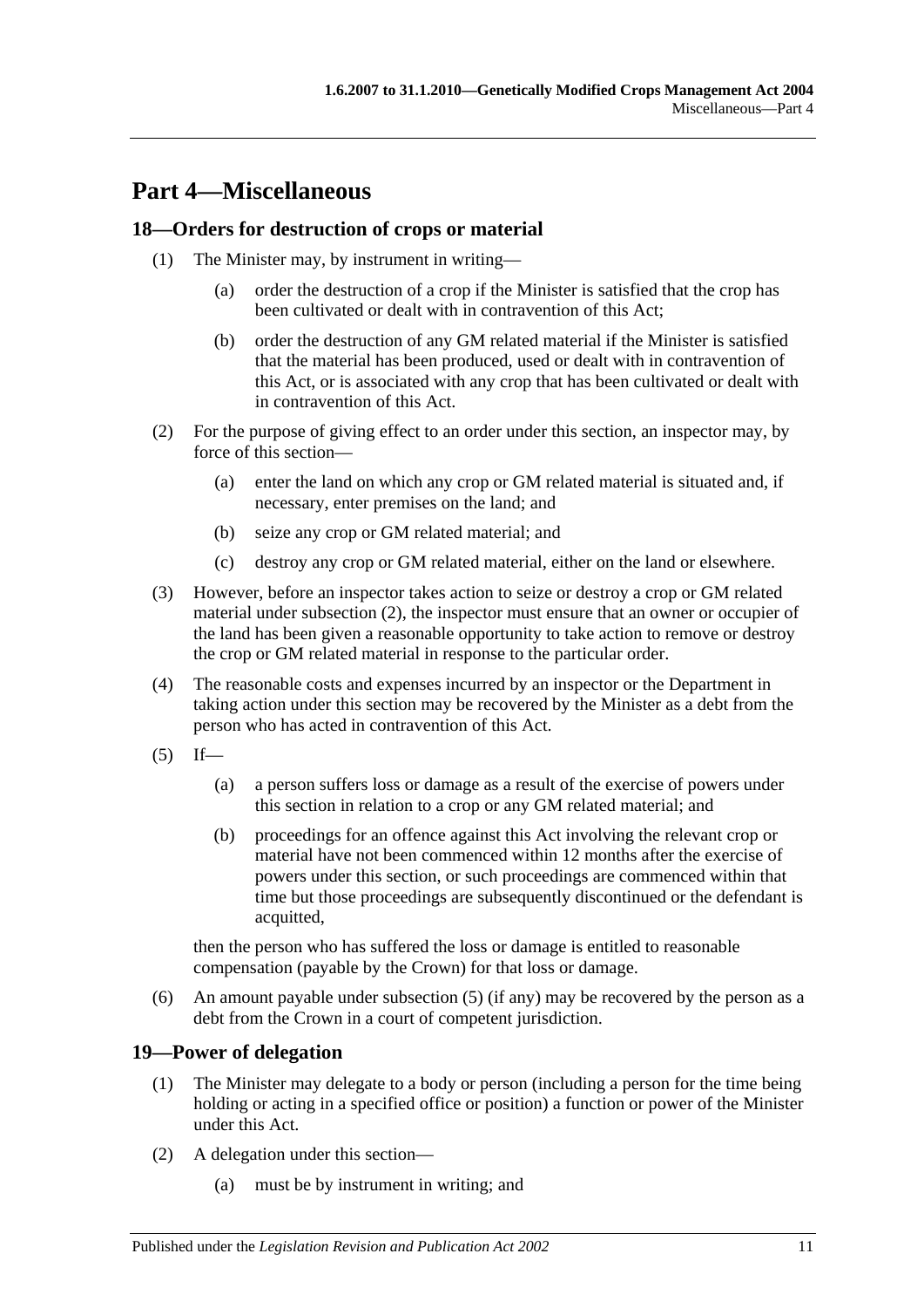# Part 4—Miscellaneous

## 18—Orders for destruction of crops or material

(1) The Minister may, by instrument in writing—

(a) order the destruction of a crop if the Minister is satisfied that the crop has been cultivated or dealt with in contravention of this Act;

(b) order the destruction of any GM related material if the Minister is satisfied that the material has been produced, used or dealt with in contravention of this Act, or is associated with any crop that has been cultivated or dealt with in contravention of this Act.

(2) For the purpose of giving effect to an order under this section, an inspector may, by force of this section—

(a) enter the land on which any crop or GM related material is situated and, if necessary, enter premises on the land; and

(b) seize any crop or GM related material; and

(c) destroy any crop or GM related material, either on the land or elsewhere.

(3) However, before an inspector takes action to seize or destroy a crop or GM related material under subsection (2), the inspector must ensure that an owner or occupier of the land has been given a reasonable opportunity to take action to remove or destroy the crop or GM related material in response to the particular order.

(4) The reasonable costs and expenses incurred by an inspector or the Department in taking action under this section may be recovered by the Minister as a debt from the person who has acted in contravention of this Act.

(5) If—

(a) a person suffers loss or damage as a result of the exercise of powers under this section in relation to a crop or any GM related material; and

(b) proceedings for an offence against this Act involving the relevant crop or material have not been commenced within 12 months after the exercise of powers under this section, or such proceedings are commenced within that time but those proceedings are subsequently discontinued or the defendant is acquitted,

then the person who has suffered the loss or damage is entitled to reasonable compensation (payable by the Crown) for that loss or damage.

(6) An amount payable under subsection (5) (if any) may be recovered by the person as a debt from the Crown in a court of competent jurisdiction.

## 19—Power of delegation

(1) The Minister may delegate to a body or person (including a person for the time being holding or acting in a specified office or position) a function or power of the Minister under this Act.

(2) A delegation under this section—

(a) must be by instrument in writing; and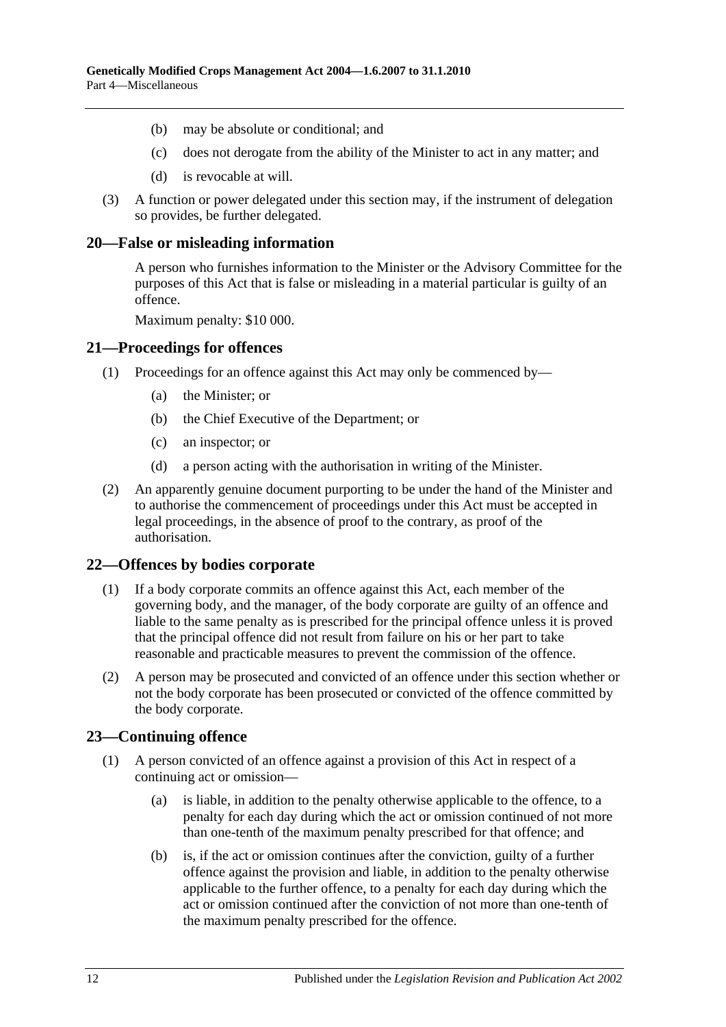(b) may be absolute or conditional; and

(c) does not derogate from the ability of the Minister to act in any matter; and

(d) is revocable at will.

(3) A function or power delegated under this section may, if the instrument of delegation so provides, be further delegated.

## 20—False or misleading information

A person who furnishes information to the Minister or the Advisory Committee for the purposes of this Act that is false or misleading in a material particular is guilty of an offence.

Maximum penalty: $10 000.

## 21—Proceedings for offences

(1) Proceedings for an offence against this Act may only be commenced by—

(a) the Minister; or

(b) the Chief Executive of the Department; or

(c) an inspector; or

(d) a person acting with the authorisation in writing of the Minister.

(2) An apparently genuine document purporting to be under the hand of the Minister and to authorise the commencement of proceedings under this Act must be accepted in legal proceedings, in the absence of proof to the contrary, as proof of the authorisation.

## 22—Offences by bodies corporate

(1) If a body corporate commits an offence against this Act, each member of the governing body, and the manager, of the body corporate are guilty of an offence and liable to the same penalty as is prescribed for the principal offence unless it is proved that the principal offence did not result from failure on his or her part to take reasonable and practicable measures to prevent the commission of the offence.

(2) A person may be prosecuted and convicted of an offence under this section whether or not the body corporate has been prosecuted or convicted of the offence committed by the body corporate.

## 23—Continuing offence

(1) A person convicted of an offence against a provision of this Act in respect of a continuing act or omission—

(a) is liable, in addition to the penalty otherwise applicable to the offence, to a penalty for each day during which the act or omission continued of not more than one-tenth of the maximum penalty prescribed for that offence; and

(b) is, if the act or omission continues after the conviction, guilty of a further offence against the provision and liable, in addition to the penalty otherwise applicable to the further offence, to a penalty for each day during which the act or omission continued after the conviction of not more than one-tenth of the maximum penalty prescribed for the offence.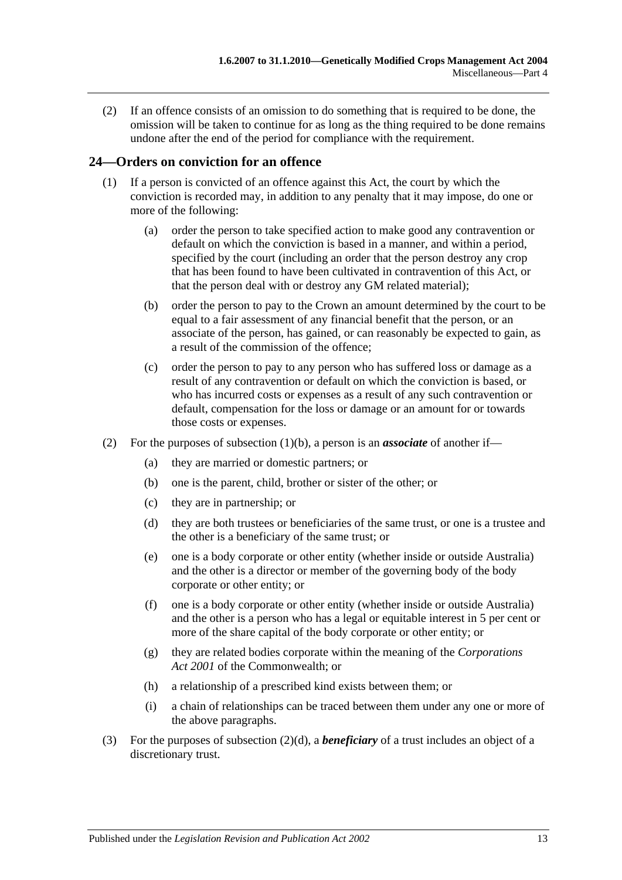(2) If an offence consists of an omission to do something that is required to be done, the omission will be taken to continue for as long as the thing required to be done remains undone after the end of the period for compliance with the requirement.

## 24—Orders on conviction for an offence

(1) If a person is convicted of an offence against this Act, the court by which the conviction is recorded may, in addition to any penalty that it may impose, do one or more of the following:

(a) order the person to take specified action to make good any contravention or default on which the conviction is based in a manner, and within a period, specified by the court (including an order that the person destroy any crop that has been found to have been cultivated in contravention of this Act, or that the person deal with or destroy any GM related material);

(b) order the person to pay to the Crown an amount determined by the court to be equal to a fair assessment of any financial benefit that the person, or an associate of the person, has gained, or can reasonably be expected to gain, as a result of the commission of the offence;

(c) order the person to pay to any person who has suffered loss or damage as a result of any contravention or default on which the conviction is based, or who has incurred costs or expenses as a result of any such contravention or default, compensation for the loss or damage or an amount for or towards those costs or expenses.

(2) For the purposes of subsection (1)(b), a person is an ***associate*** of another if—

(a) they are married or domestic partners; or

(b) one is the parent, child, brother or sister of the other; or

(c) they are in partnership; or

(d) they are both trustees or beneficiaries of the same trust, or one is a trustee and the other is a beneficiary of the same trust; or

(e) one is a body corporate or other entity (whether inside or outside Australia) and the other is a director or member of the governing body of the body corporate or other entity; or

(f) one is a body corporate or other entity (whether inside or outside Australia) and the other is a person who has a legal or equitable interest in 5 per cent or more of the share capital of the body corporate or other entity; or

(g) they are related bodies corporate within the meaning of the *Corporations Act 2001* of the Commonwealth; or

(h) a relationship of a prescribed kind exists between them; or

(i) a chain of relationships can be traced between them under any one or more of the above paragraphs.

(3) For the purposes of subsection (2)(d), a ***beneficiary*** of a trust includes an object of a discretionary trust.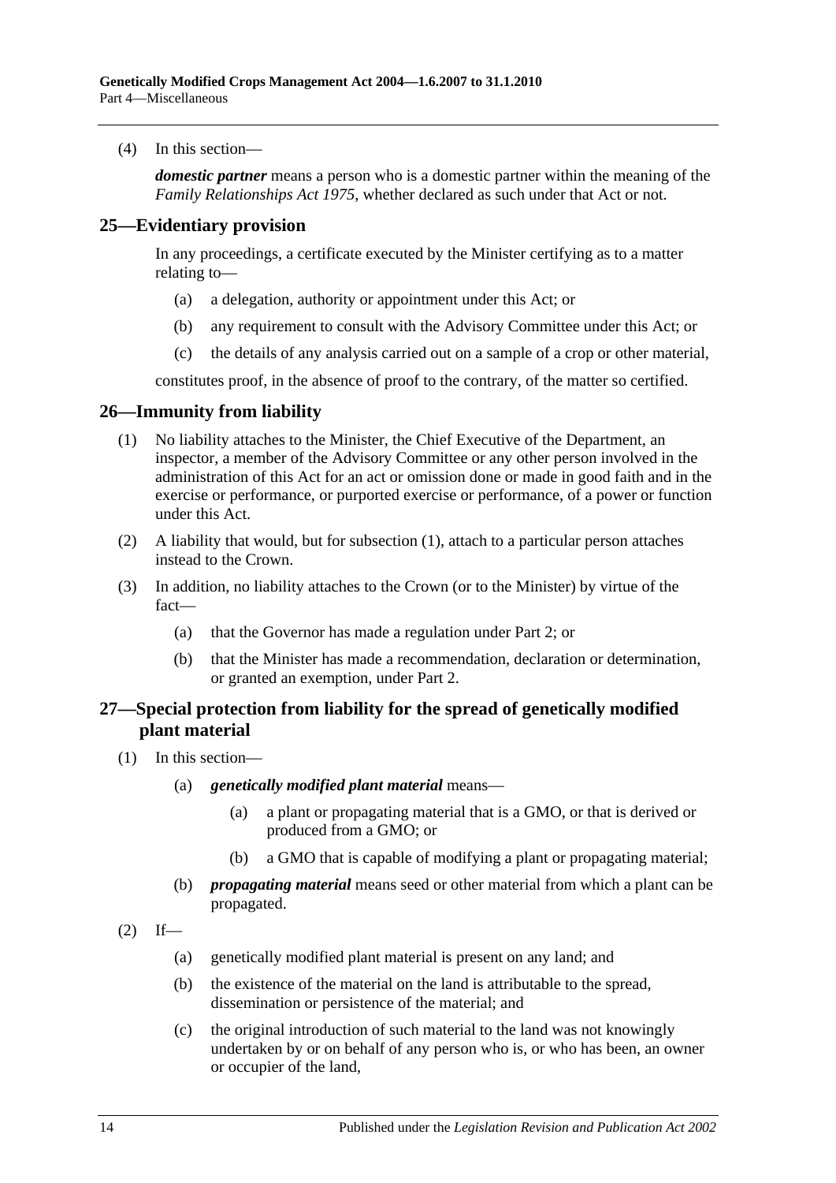(4) In this section—

*domestic partner* means a person who is a domestic partner within the meaning of the *Family Relationships Act 1975*, whether declared as such under that Act or not.

## 25—Evidentiary provision

In any proceedings, a certificate executed by the Minister certifying as to a matter relating to—

(a) a delegation, authority or appointment under this Act; or

(b) any requirement to consult with the Advisory Committee under this Act; or

(c) the details of any analysis carried out on a sample of a crop or other material,

constitutes proof, in the absence of proof to the contrary, of the matter so certified.

## 26—Immunity from liability

(1) No liability attaches to the Minister, the Chief Executive of the Department, an inspector, a member of the Advisory Committee or any other person involved in the administration of this Act for an act or omission done or made in good faith and in the exercise or performance, or purported exercise or performance, of a power or function under this Act.

(2) A liability that would, but for subsection (1), attach to a particular person attaches instead to the Crown.

(3) In addition, no liability attaches to the Crown (or to the Minister) by virtue of the fact—

(a) that the Governor has made a regulation under Part 2; or

(b) that the Minister has made a recommendation, declaration or determination, or granted an exemption, under Part 2.

## 27—Special protection from liability for the spread of genetically modified plant material

(1) In this section—

(a) *genetically modified plant material* means—

(a) a plant or propagating material that is a GMO, or that is derived or produced from a GMO; or

(b) a GMO that is capable of modifying a plant or propagating material;

(b) *propagating material* means seed or other material from which a plant can be propagated.

(2) If—

(a) genetically modified plant material is present on any land; and

(b) the existence of the material on the land is attributable to the spread, dissemination or persistence of the material; and

(c) the original introduction of such material to the land was not knowingly undertaken by or on behalf of any person who is, or who has been, an owner or occupier of the land,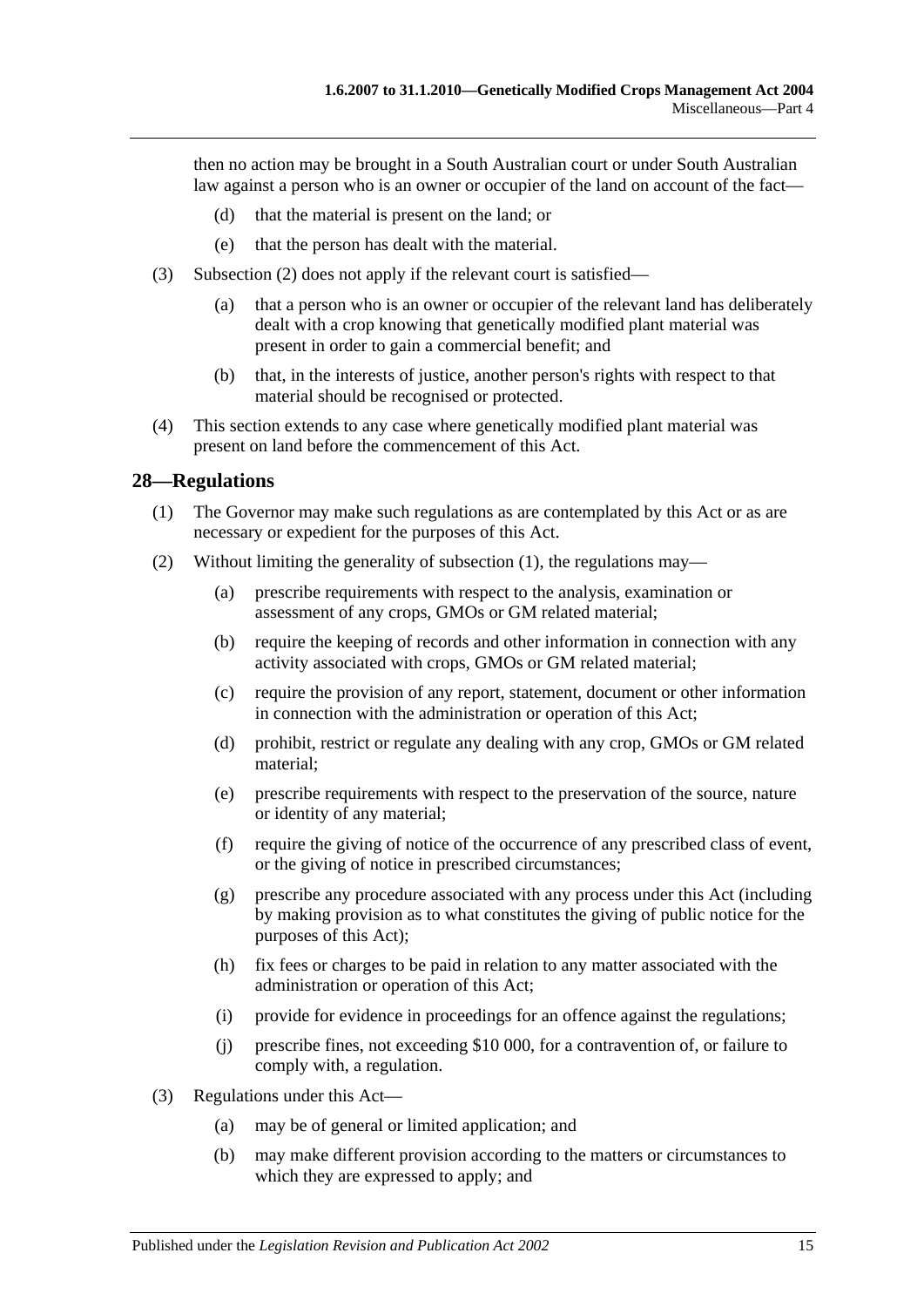then no action may be brought in a South Australian court or under South Australian law against a person who is an owner or occupier of the land on account of the fact—

(d) that the material is present on the land; or

(e) that the person has dealt with the material.

(3) Subsection (2) does not apply if the relevant court is satisfied—

(a) that a person who is an owner or occupier of the relevant land has deliberately dealt with a crop knowing that genetically modified plant material was present in order to gain a commercial benefit; and

(b) that, in the interests of justice, another person's rights with respect to that material should be recognised or protected.

(4) This section extends to any case where genetically modified plant material was present on land before the commencement of this Act.

## 28—Regulations

(1) The Governor may make such regulations as are contemplated by this Act or as are necessary or expedient for the purposes of this Act.

(2) Without limiting the generality of subsection (1), the regulations may—

(a) prescribe requirements with respect to the analysis, examination or assessment of any crops, GMOs or GM related material;

(b) require the keeping of records and other information in connection with any activity associated with crops, GMOs or GM related material;

(c) require the provision of any report, statement, document or other information in connection with the administration or operation of this Act;

(d) prohibit, restrict or regulate any dealing with any crop, GMOs or GM related material;

(e) prescribe requirements with respect to the preservation of the source, nature or identity of any material;

(f) require the giving of notice of the occurrence of any prescribed class of event, or the giving of notice in prescribed circumstances;

(g) prescribe any procedure associated with any process under this Act (including by making provision as to what constitutes the giving of public notice for the purposes of this Act);

(h) fix fees or charges to be paid in relation to any matter associated with the administration or operation of this Act;

(i) provide for evidence in proceedings for an offence against the regulations;

(j) prescribe fines, not exceeding $10 000, for a contravention of, or failure to comply with, a regulation.

(3) Regulations under this Act—

(a) may be of general or limited application; and

(b) may make different provision according to the matters or circumstances to which they are expressed to apply; and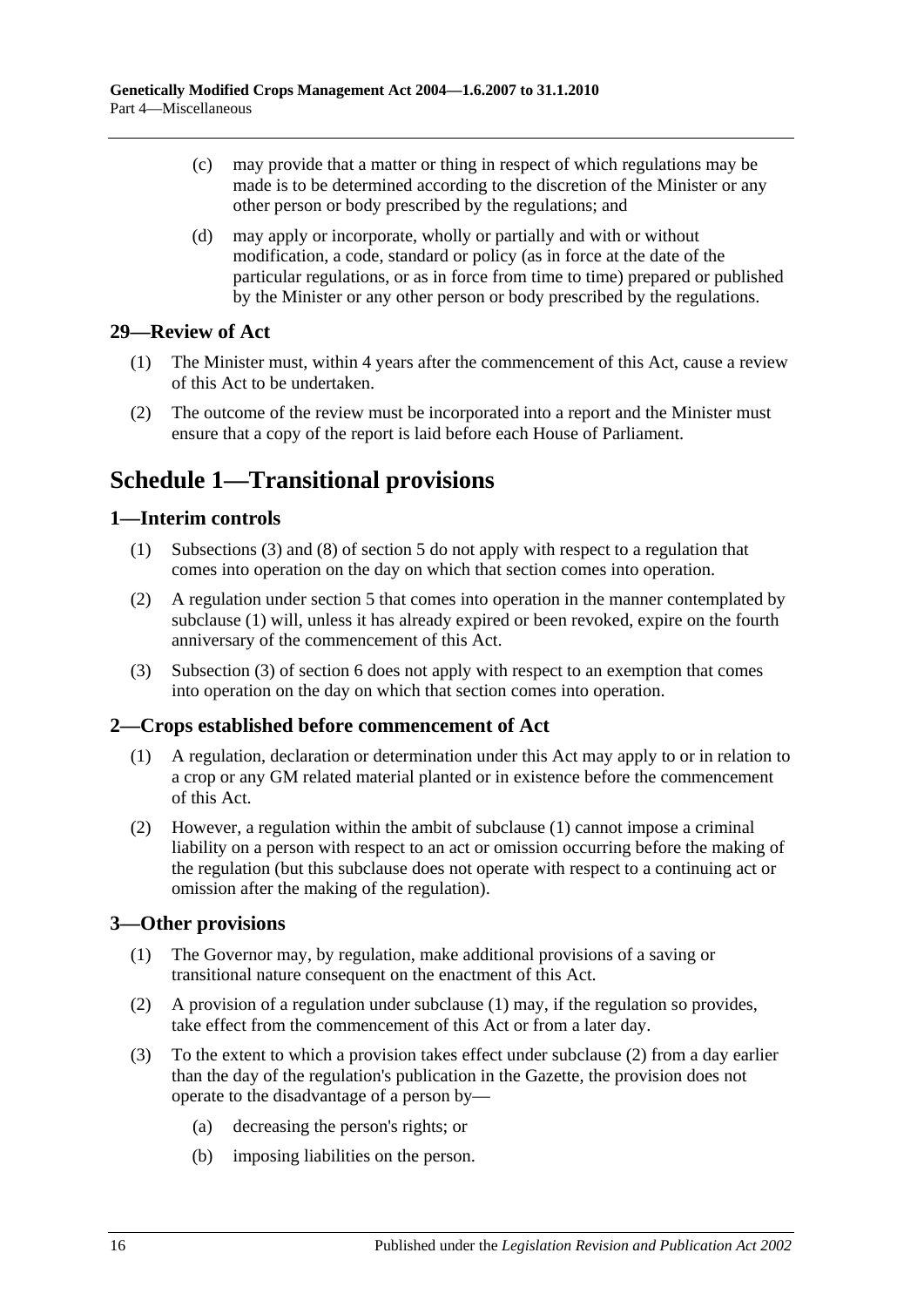(c) may provide that a matter or thing in respect of which regulations may be made is to be determined according to the discretion of the Minister or any other person or body prescribed by the regulations; and

(d) may apply or incorporate, wholly or partially and with or without modification, a code, standard or policy (as in force at the date of the particular regulations, or as in force from time to time) prepared or published by the Minister or any other person or body prescribed by the regulations.

### 29—Review of Act

(1) The Minister must, within 4 years after the commencement of this Act, cause a review of this Act to be undertaken.

(2) The outcome of the review must be incorporated into a report and the Minister must ensure that a copy of the report is laid before each House of Parliament.

## Schedule 1—Transitional provisions

### 1—Interim controls

(1) Subsections (3) and (8) of section 5 do not apply with respect to a regulation that comes into operation on the day on which that section comes into operation.

(2) A regulation under section 5 that comes into operation in the manner contemplated by subclause (1) will, unless it has already expired or been revoked, expire on the fourth anniversary of the commencement of this Act.

(3) Subsection (3) of section 6 does not apply with respect to an exemption that comes into operation on the day on which that section comes into operation.

### 2—Crops established before commencement of Act

(1) A regulation, declaration or determination under this Act may apply to or in relation to a crop or any GM related material planted or in existence before the commencement of this Act.

(2) However, a regulation within the ambit of subclause (1) cannot impose a criminal liability on a person with respect to an act or omission occurring before the making of the regulation (but this subclause does not operate with respect to a continuing act or omission after the making of the regulation).

### 3—Other provisions

(1) The Governor may, by regulation, make additional provisions of a saving or transitional nature consequent on the enactment of this Act.

(2) A provision of a regulation under subclause (1) may, if the regulation so provides, take effect from the commencement of this Act or from a later day.

(3) To the extent to which a provision takes effect under subclause (2) from a day earlier than the day of the regulation's publication in the Gazette, the provision does not operate to the disadvantage of a person by—

(a) decreasing the person's rights; or

(b) imposing liabilities on the person.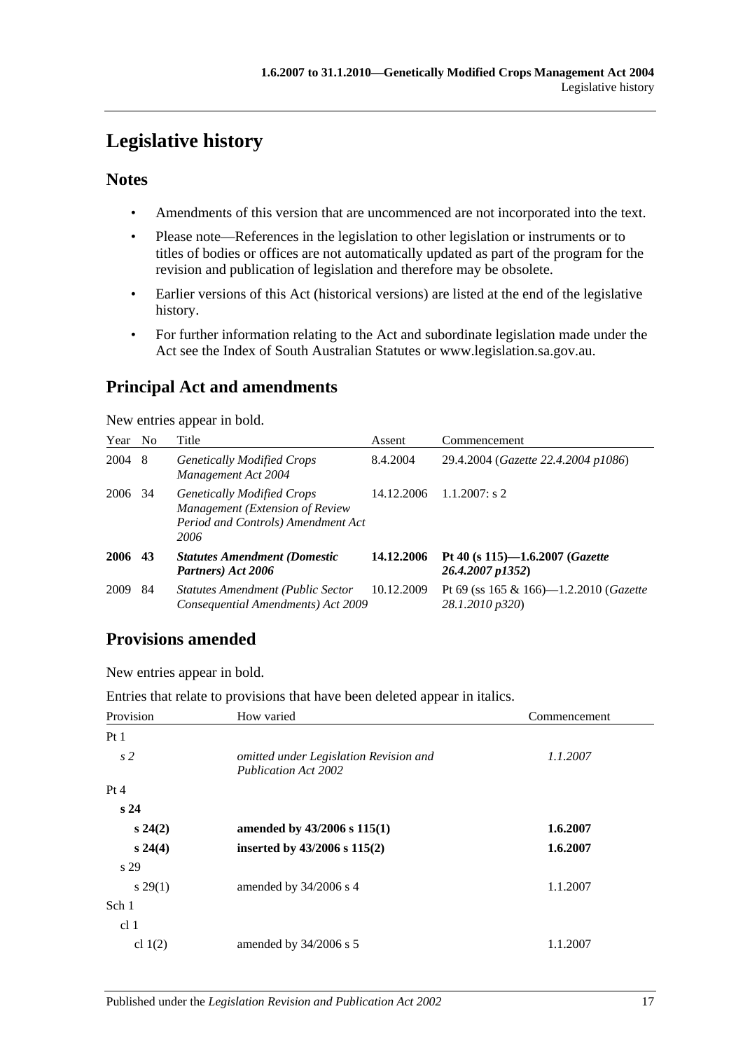# Legislative history

## Notes

- Amendments of this version that are uncommenced are not incorporated into the text.
- Please note—References in the legislation to other legislation or instruments or to titles of bodies or offices are not automatically updated as part of the program for the revision and publication of legislation and therefore may be obsolete.
- Earlier versions of this Act (historical versions) are listed at the end of the legislative history.
- For further information relating to the Act and subordinate legislation made under the Act see the Index of South Australian Statutes or www.legislation.sa.gov.au.

## Principal Act and amendments

New entries appear in bold.

| Year | No | Title | Assent | Commencement |
|---|---|---|---|---|
| 2004 | 8 | *Genetically Modified Crops Management Act 2004* | 8.4.2004 | 29.4.2004 (*Gazette 22.4.2004 p1086*) |
| 2006 | 34 | *Genetically Modified Crops Management (Extension of Review Period and Controls) Amendment Act 2006* | 14.12.2006 | 1.1.2007: s 2 |
| **2006** | **43** | ***Statutes Amendment (Domestic Partners) Act 2006*** | **14.12.2006** | **Pt 40 (s 115)—1.6.2007 (*Gazette 26.4.2007 p1352*)** |
| 2009 | 84 | *Statutes Amendment (Public Sector Consequential Amendments) Act 2009* | 10.12.2009 | Pt 69 (ss 165 & 166)—1.2.2010 (*Gazette 28.1.2010 p320*) |

## Provisions amended

New entries appear in bold.

Entries that relate to provisions that have been deleted appear in italics.

| Provision | How varied | Commencement |
|---|---|---|
| Pt 1 | | |
| *s 2* | *omitted under Legislation Revision and Publication Act 2002* | *1.1.2007* |
| Pt 4 | | |
| **s 24** | | |
| **s 24(2)** | **amended by 43/2006 s 115(1)** | **1.6.2007** |
| **s 24(4)** | **inserted by 43/2006 s 115(2)** | **1.6.2007** |
| s 29 | | |
| s 29(1) | amended by 34/2006 s 4 | 1.1.2007 |
| Sch 1 | | |
| cl 1 | | |
| cl 1(2) | amended by 34/2006 s 5 | 1.1.2007 |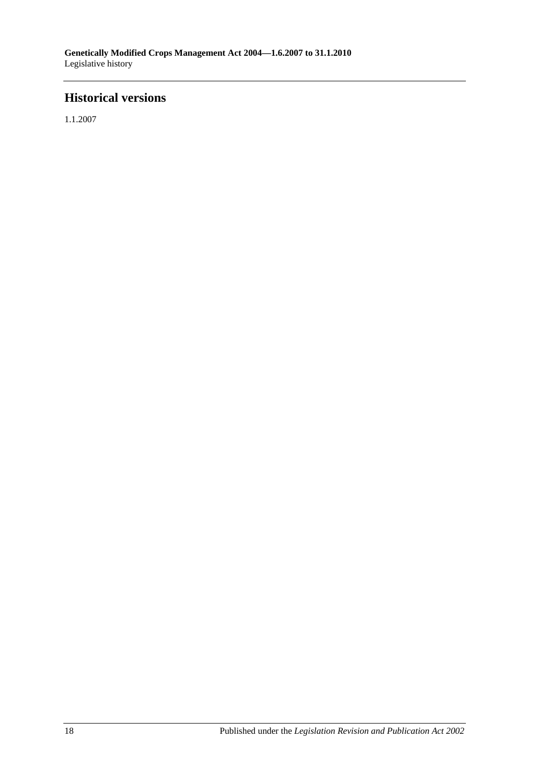## Historical versions

1.1.2007